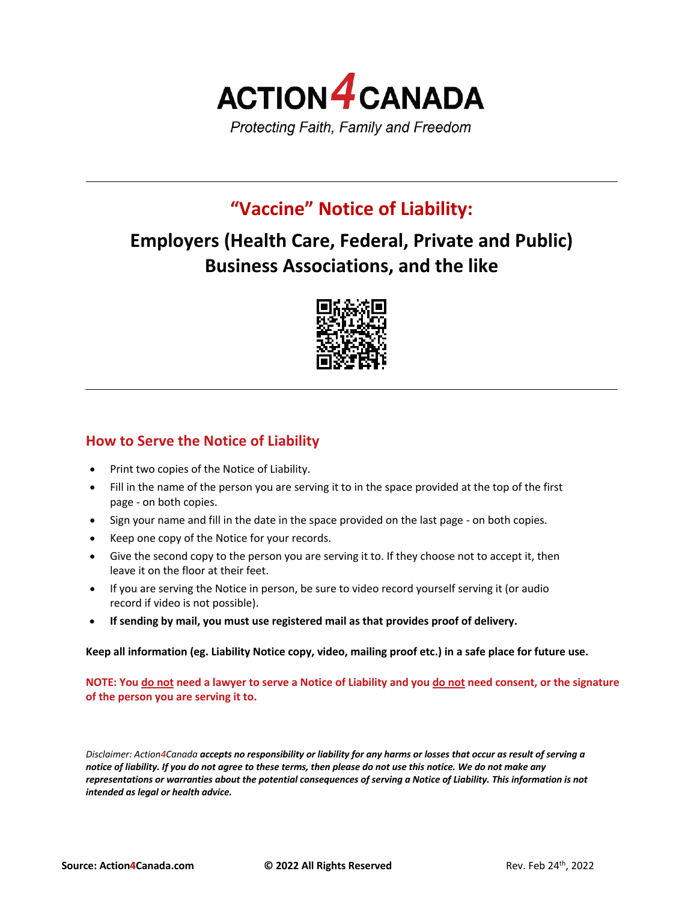# ACTION4CANADA

*Protecting Faith, Family and Freedom*

---

## "Vaccine" Notice of Liability:

## Employers (Health Care, Federal, Private and Public) Business Associations, and the like

---

### How to Serve the Notice of Liability

- Print two copies of the Notice of Liability.
- Fill in the name of the person you are serving it to in the space provided at the top of the first page - on both copies.
- Sign your name and fill in the date in the space provided on the last page - on both copies.
- Keep one copy of the Notice for your records.
- Give the second copy to the person you are serving it to. If they choose not to accept it, then leave it on the floor at their feet.
- If you are serving the Notice in person, be sure to video record yourself serving it (or audio record if video is not possible).
- **If sending by mail, you must use registered mail as that provides proof of delivery.**

**Keep all information (eg. Liability Notice copy, video, mailing proof etc.) in a safe place for future use.**

**NOTE: You <u>do not</u> need a lawyer to serve a Notice of Liability and you <u>do not</u> need consent, or the signature of the person you are serving it to.**

*Disclaimer: Action4Canada **accepts no responsibility or liability for any harms or losses that occur as result of serving a notice of liability. If you do not agree to these terms, then please do not use this notice. We do not make any representations or warranties about the potential consequences of serving a Notice of Liability. This information is not intended as legal or health advice.***

**Source: Action4Canada.com** **© 2022 All Rights Reserved** Rev. Feb 24th, 2022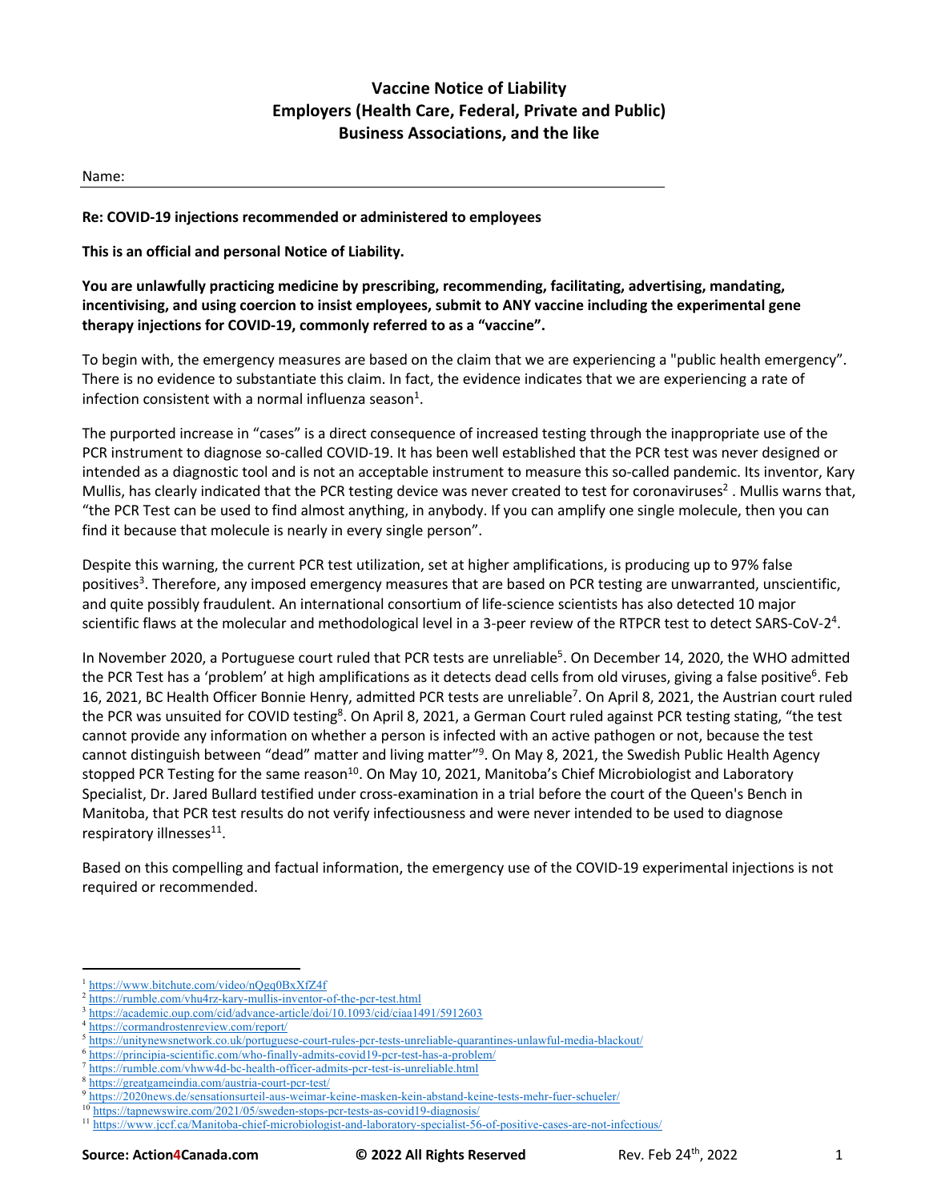# Vaccine Notice of Liability
## Employers (Health Care, Federal, Private and Public)
## Business Associations, and the like

Name: ______________________________________________

**Re: COVID-19 injections recommended or administered to employees**

**This is an official and personal Notice of Liability.**

**You are unlawfully practicing medicine by prescribing, recommending, facilitating, advertising, mandating, incentivising, and using coercion to insist employees, submit to ANY vaccine including the experimental gene therapy injections for COVID-19, commonly referred to as a "vaccine".**

To begin with, the emergency measures are based on the claim that we are experiencing a "public health emergency". There is no evidence to substantiate this claim. In fact, the evidence indicates that we are experiencing a rate of infection consistent with a normal influenza season[1].

The purported increase in "cases" is a direct consequence of increased testing through the inappropriate use of the PCR instrument to diagnose so-called COVID-19. It has been well established that the PCR test was never designed or intended as a diagnostic tool and is not an acceptable instrument to measure this so-called pandemic. Its inventor, Kary Mullis, has clearly indicated that the PCR testing device was never created to test for coronaviruses[2] . Mullis warns that, "the PCR Test can be used to find almost anything, in anybody. If you can amplify one single molecule, then you can find it because that molecule is nearly in every single person".

Despite this warning, the current PCR test utilization, set at higher amplifications, is producing up to 97% false positives[3]. Therefore, any imposed emergency measures that are based on PCR testing are unwarranted, unscientific, and quite possibly fraudulent. An international consortium of life-science scientists has also detected 10 major scientific flaws at the molecular and methodological level in a 3-peer review of the RTPCR test to detect SARS-CoV-2[4].

In November 2020, a Portuguese court ruled that PCR tests are unreliable[5]. On December 14, 2020, the WHO admitted the PCR Test has a 'problem' at high amplifications as it detects dead cells from old viruses, giving a false positive[6]. Feb 16, 2021, BC Health Officer Bonnie Henry, admitted PCR tests are unreliable[7]. On April 8, 2021, the Austrian court ruled the PCR was unsuited for COVID testing[8]. On April 8, 2021, a German Court ruled against PCR testing stating, "the test cannot provide any information on whether a person is infected with an active pathogen or not, because the test cannot distinguish between "dead" matter and living matter"[9]. On May 8, 2021, the Swedish Public Health Agency stopped PCR Testing for the same reason[10]. On May 10, 2021, Manitoba's Chief Microbiologist and Laboratory Specialist, Dr. Jared Bullard testified under cross-examination in a trial before the court of the Queen's Bench in Manitoba, that PCR test results do not verify infectiousness and were never intended to be used to diagnose respiratory illnesses[11].

Based on this compelling and factual information, the emergency use of the COVID-19 experimental injections is not required or recommended.

---

[1] https://www.bitchute.com/video/nQgq0BxXfZ4f

[2] https://rumble.com/vhu4rz-kary-mullis-inventor-of-the-pcr-test.html

[3] https://academic.oup.com/cid/advance-article/doi/10.1093/cid/ciaa1491/5912603

[4] https://cormandrostenreview.com/report/

[5] https://unitynewsnetwork.co.uk/portuguese-court-rules-pcr-tests-unreliable-quarantines-unlawful-media-blackout/

[6] https://principia-scientific.com/who-finally-admits-covid19-pcr-test-has-a-problem/

[7] https://rumble.com/vhww4d-bc-health-officer-admits-pcr-test-is-unreliable.html

[8] https://greatgameindia.com/austria-court-pcr-test/

[9] https://2020news.de/sensationsurteil-aus-weimar-keine-masken-kein-abstand-keine-tests-mehr-fuer-schueler/

[10] https://tapnewswire.com/2021/05/sweden-stops-pcr-tests-as-covid19-diagnosis/

[11] https://www.jccf.ca/Manitoba-chief-microbiologist-and-laboratory-specialist-56-of-positive-cases-are-not-infectious/

**Source: Action4Canada.com** **© 2022 All Rights Reserved** Rev. Feb 24th, 2022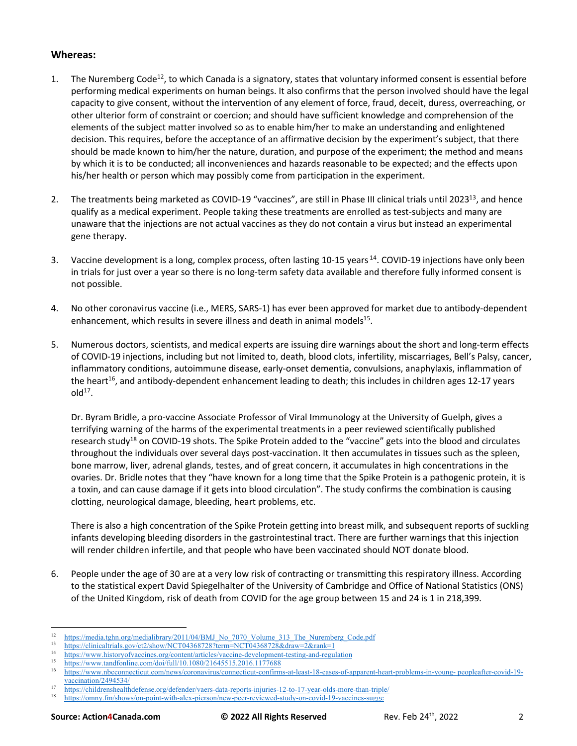## Whereas:

1. The Nuremberg Code[12], to which Canada is a signatory, states that voluntary informed consent is essential before performing medical experiments on human beings. It also confirms that the person involved should have the legal capacity to give consent, without the intervention of any element of force, fraud, deceit, duress, overreaching, or other ulterior form of constraint or coercion; and should have sufficient knowledge and comprehension of the elements of the subject matter involved so as to enable him/her to make an understanding and enlightened decision. This requires, before the acceptance of an affirmative decision by the experiment's subject, that there should be made known to him/her the nature, duration, and purpose of the experiment; the method and means by which it is to be conducted; all inconveniences and hazards reasonable to be expected; and the effects upon his/her health or person which may possibly come from participation in the experiment.

2. The treatments being marketed as COVID-19 "vaccines", are still in Phase III clinical trials until 2023[13], and hence qualify as a medical experiment. People taking these treatments are enrolled as test-subjects and many are unaware that the injections are not actual vaccines as they do not contain a virus but instead an experimental gene therapy.

3. Vaccine development is a long, complex process, often lasting 10-15 years[14]. COVID-19 injections have only been in trials for just over a year so there is no long-term safety data available and therefore fully informed consent is not possible.

4. No other coronavirus vaccine (i.e., MERS, SARS-1) has ever been approved for market due to antibody-dependent enhancement, which results in severe illness and death in animal models[15].

5. Numerous doctors, scientists, and medical experts are issuing dire warnings about the short and long-term effects of COVID-19 injections, including but not limited to, death, blood clots, infertility, miscarriages, Bell's Palsy, cancer, inflammatory conditions, autoimmune disease, early-onset dementia, convulsions, anaphylaxis, inflammation of the heart[16], and antibody-dependent enhancement leading to death; this includes in children ages 12-17 years old[17].

   Dr. Byram Bridle, a pro-vaccine Associate Professor of Viral Immunology at the University of Guelph, gives a terrifying warning of the harms of the experimental treatments in a peer reviewed scientifically published research study[18] on COVID-19 shots. The Spike Protein added to the "vaccine" gets into the blood and circulates throughout the individuals over several days post-vaccination. It then accumulates in tissues such as the spleen, bone marrow, liver, adrenal glands, testes, and of great concern, it accumulates in high concentrations in the ovaries. Dr. Bridle notes that they "have known for a long time that the Spike Protein is a pathogenic protein, it is a toxin, and can cause damage if it gets into blood circulation". The study confirms the combination is causing clotting, neurological damage, bleeding, heart problems, etc.

   There is also a high concentration of the Spike Protein getting into breast milk, and subsequent reports of suckling infants developing bleeding disorders in the gastrointestinal tract. There are further warnings that this injection will render children infertile, and that people who have been vaccinated should NOT donate blood.

6. People under the age of 30 are at a very low risk of contracting or transmitting this respiratory illness. According to the statistical expert David Spiegelhalter of the University of Cambridge and Office of National Statistics (ONS) of the United Kingdom, risk of death from COVID for the age group between 15 and 24 is 1 in 218,399.

---

[12] https://media.tghn.org/medialibrary/2011/04/BMJ_No_7070_Volume_313_The_Nuremberg_Code.pdf

[13] https://clinicaltrials.gov/ct2/show/NCT04368728?term=NCT04368728&draw=2&rank=1

[14] https://www.historyofvaccines.org/content/articles/vaccine-development-testing-and-regulation

[15] https://www.tandfonline.com/doi/full/10.1080/21645515.2016.1177688

[16] https://www.nbcconnecticut.com/news/coronavirus/connecticut-confirms-at-least-18-cases-of-apparent-heart-problems-in-young- peopleafter-covid-19-vaccination/2494534/

[17] https://childrenshealthdefense.org/defender/vaers-data-reports-injuries-12-to-17-year-olds-more-than-triple/

[18] https://omny.fm/shows/on-point-with-alex-pierson/new-peer-reviewed-study-on-covid-19-vaccines-sugge

**Source: Action4Canada.com** **© 2022 All Rights Reserved** Rev. Feb 24th, 2022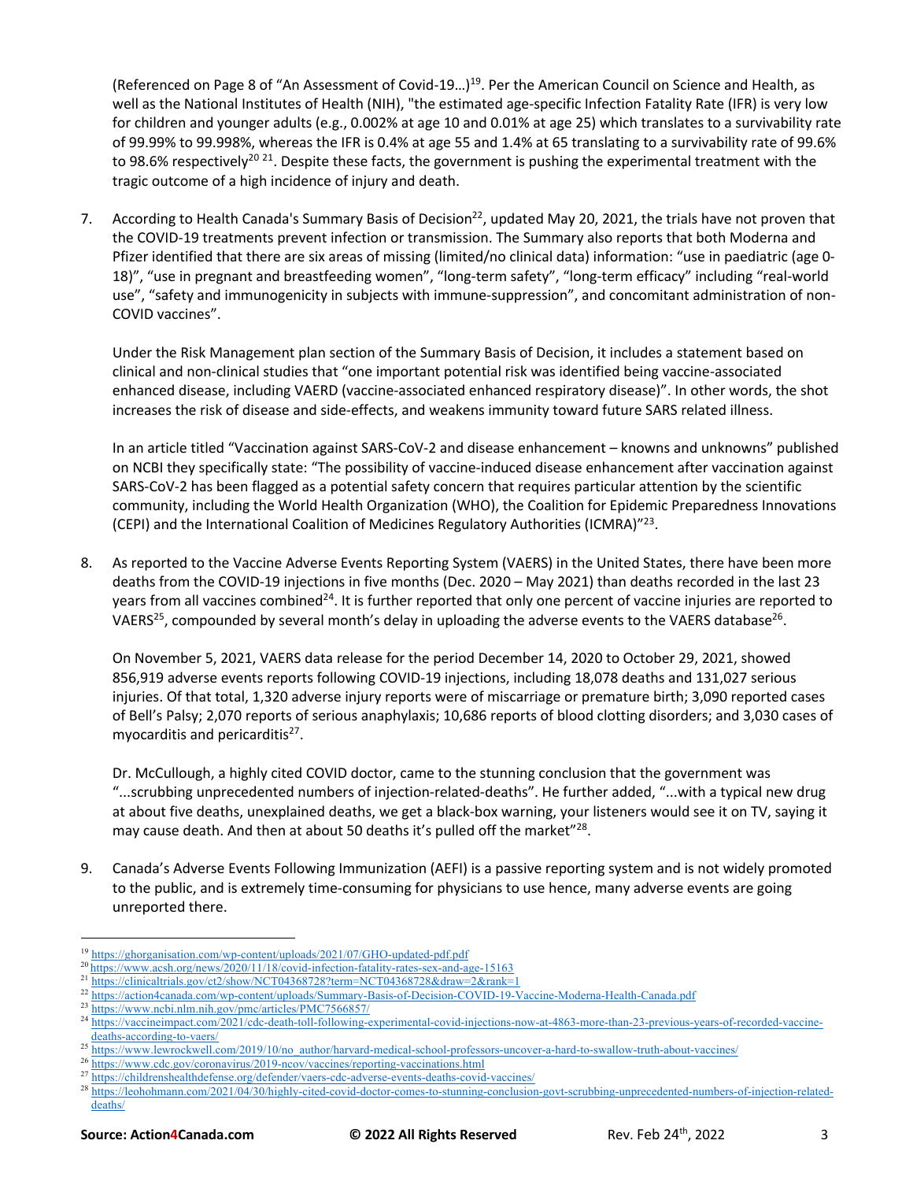(Referenced on Page 8 of "An Assessment of Covid-19…)[19]. Per the American Council on Science and Health, as well as the National Institutes of Health (NIH), "the estimated age-specific Infection Fatality Rate (IFR) is very low for children and younger adults (e.g., 0.002% at age 10 and 0.01% at age 25) which translates to a survivability rate of 99.99% to 99.998%, whereas the IFR is 0.4% at age 55 and 1.4% at 65 translating to a survivability rate of 99.6% to 98.6% respectively[20 21]. Despite these facts, the government is pushing the experimental treatment with the tragic outcome of a high incidence of injury and death.

7. According to Health Canada's Summary Basis of Decision[22], updated May 20, 2021, the trials have not proven that the COVID-19 treatments prevent infection or transmission. The Summary also reports that both Moderna and Pfizer identified that there are six areas of missing (limited/no clinical data) information: "use in paediatric (age 0-18)", "use in pregnant and breastfeeding women", "long-term safety", "long-term efficacy" including "real-world use", "safety and immunogenicity in subjects with immune-suppression", and concomitant administration of non-COVID vaccines".

   Under the Risk Management plan section of the Summary Basis of Decision, it includes a statement based on clinical and non-clinical studies that "one important potential risk was identified being vaccine-associated enhanced disease, including VAERD (vaccine-associated enhanced respiratory disease)". In other words, the shot increases the risk of disease and side-effects, and weakens immunity toward future SARS related illness.

   In an article titled "Vaccination against SARS-CoV-2 and disease enhancement – knowns and unknowns" published on NCBI they specifically state: "The possibility of vaccine-induced disease enhancement after vaccination against SARS-CoV-2 has been flagged as a potential safety concern that requires particular attention by the scientific community, including the World Health Organization (WHO), the Coalition for Epidemic Preparedness Innovations (CEPI) and the International Coalition of Medicines Regulatory Authorities (ICMRA)"[23].

8. As reported to the Vaccine Adverse Events Reporting System (VAERS) in the United States, there have been more deaths from the COVID-19 injections in five months (Dec. 2020 – May 2021) than deaths recorded in the last 23 years from all vaccines combined[24]. It is further reported that only one percent of vaccine injuries are reported to VAERS[25], compounded by several month's delay in uploading the adverse events to the VAERS database[26].

   On November 5, 2021, VAERS data release for the period December 14, 2020 to October 29, 2021, showed 856,919 adverse events reports following COVID-19 injections, including 18,078 deaths and 131,027 serious injuries. Of that total, 1,320 adverse injury reports were of miscarriage or premature birth; 3,090 reported cases of Bell's Palsy; 2,070 reports of serious anaphylaxis; 10,686 reports of blood clotting disorders; and 3,030 cases of myocarditis and pericarditis[27].

   Dr. McCullough, a highly cited COVID doctor, came to the stunning conclusion that the government was "...scrubbing unprecedented numbers of injection-related-deaths". He further added, "...with a typical new drug at about five deaths, unexplained deaths, we get a black-box warning, your listeners would see it on TV, saying it may cause death. And then at about 50 deaths it's pulled off the market"[28].

9. Canada's Adverse Events Following Immunization (AEFI) is a passive reporting system and is not widely promoted to the public, and is extremely time-consuming for physicians to use hence, many adverse events are going unreported there.

---

[19] https://ghorganisation.com/wp-content/uploads/2021/07/GHO-updated-pdf.pdf
[20] https://www.acsh.org/news/2020/11/18/covid-infection-fatality-rates-sex-and-age-15163
[21] https://clinicaltrials.gov/ct2/show/NCT04368728?term=NCT04368728&draw=2&rank=1
[22] https://action4canada.com/wp-content/uploads/Summary-Basis-of-Decision-COVID-19-Vaccine-Moderna-Health-Canada.pdf
[23] https://www.ncbi.nlm.nih.gov/pmc/articles/PMC7566857/
[24] https://vaccineimpact.com/2021/cdc-death-toll-following-experimental-covid-injections-now-at-4863-more-than-23-previous-years-of-recorded-vaccine-deaths-according-to-vaers/
[25] https://www.lewrockwell.com/2019/10/no_author/harvard-medical-school-professors-uncover-a-hard-to-swallow-truth-about-vaccines/
[26] https://www.cdc.gov/coronavirus/2019-ncov/vaccines/reporting-vaccinations.html
[27] https://childrenshealthdefense.org/defender/vaers-cdc-adverse-events-deaths-covid-vaccines/
[28] https://leohohmann.com/2021/04/30/highly-cited-covid-doctor-comes-to-stunning-conclusion-govt-scrubbing-unprecedented-numbers-of-injection-related-deaths/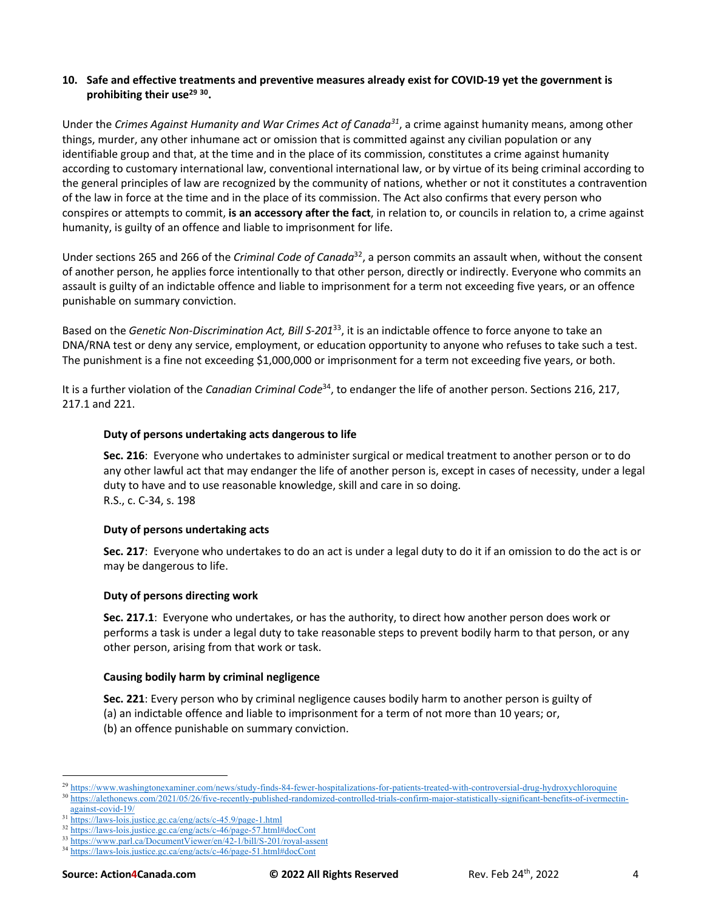**10. Safe and effective treatments and preventive measures already exist for COVID-19 yet the government is prohibiting their use[29] [30].**

Under the *Crimes Against Humanity and War Crimes Act of Canada[31]*, a crime against humanity means, among other things, murder, any other inhumane act or omission that is committed against any civilian population or any identifiable group and that, at the time and in the place of its commission, constitutes a crime against humanity according to customary international law, conventional international law, or by virtue of its being criminal according to the general principles of law are recognized by the community of nations, whether or not it constitutes a contravention of the law in force at the time and in the place of its commission. The Act also confirms that every person who conspires or attempts to commit, **is an accessory after the fact**, in relation to, or councils in relation to, a crime against humanity, is guilty of an offence and liable to imprisonment for life.

Under sections 265 and 266 of the *Criminal Code of Canada*[32], a person commits an assault when, without the consent of another person, he applies force intentionally to that other person, directly or indirectly. Everyone who commits an assault is guilty of an indictable offence and liable to imprisonment for a term not exceeding five years, or an offence punishable on summary conviction.

Based on the *Genetic Non-Discrimination Act, Bill S-201*[33], it is an indictable offence to force anyone to take an DNA/RNA test or deny any service, employment, or education opportunity to anyone who refuses to take such a test. The punishment is a fine not exceeding $1,000,000 or imprisonment for a term not exceeding five years, or both.

It is a further violation of the *Canadian Criminal Code*[34], to endanger the life of another person. Sections 216, 217, 217.1 and 221.

> **Duty of persons undertaking acts dangerous to life**
>
> **Sec. 216**: Everyone who undertakes to administer surgical or medical treatment to another person or to do any other lawful act that may endanger the life of another person is, except in cases of necessity, under a legal duty to have and to use reasonable knowledge, skill and care in so doing.
> R.S., c. C-34, s. 198
>
> **Duty of persons undertaking acts**
>
> **Sec. 217**: Everyone who undertakes to do an act is under a legal duty to do it if an omission to do the act is or may be dangerous to life.
>
> **Duty of persons directing work**
>
> **Sec. 217.1**: Everyone who undertakes, or has the authority, to direct how another person does work or performs a task is under a legal duty to take reasonable steps to prevent bodily harm to that person, or any other person, arising from that work or task.
>
> **Causing bodily harm by criminal negligence**
>
> **Sec. 221**: Every person who by criminal negligence causes bodily harm to another person is guilty of
> (a) an indictable offence and liable to imprisonment for a term of not more than 10 years; or,
> (b) an offence punishable on summary conviction.

---

[29] https://www.washingtonexaminer.com/news/study-finds-84-fewer-hospitalizations-for-patients-treated-with-controversial-drug-hydroxychloroquine
[30] https://alethonews.com/2021/05/26/five-recently-published-randomized-controlled-trials-confirm-major-statistically-significant-benefits-of-ivermectin-against-covid-19/
[31] https://laws-lois.justice.gc.ca/eng/acts/c-45.9/page-1.html
[32] https://laws-lois.justice.gc.ca/eng/acts/c-46/page-57.html#docCont
[33] https://www.parl.ca/DocumentViewer/en/42-1/bill/S-201/royal-assent
[34] https://laws-lois.justice.gc.ca/eng/acts/c-46/page-51.html#docCont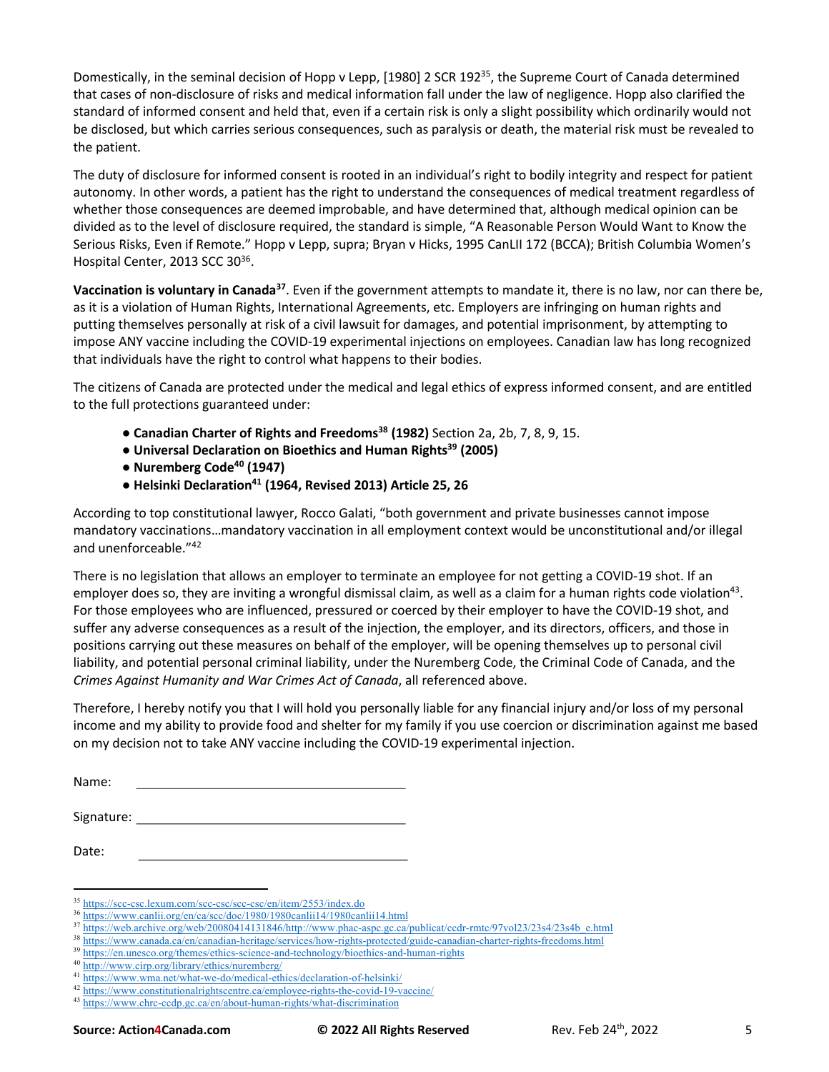Domestically, in the seminal decision of Hopp v Lepp, [1980] 2 SCR 192[35], the Supreme Court of Canada determined that cases of non-disclosure of risks and medical information fall under the law of negligence. Hopp also clarified the standard of informed consent and held that, even if a certain risk is only a slight possibility which ordinarily would not be disclosed, but which carries serious consequences, such as paralysis or death, the material risk must be revealed to the patient.

The duty of disclosure for informed consent is rooted in an individual's right to bodily integrity and respect for patient autonomy. In other words, a patient has the right to understand the consequences of medical treatment regardless of whether those consequences are deemed improbable, and have determined that, although medical opinion can be divided as to the level of disclosure required, the standard is simple, "A Reasonable Person Would Want to Know the Serious Risks, Even if Remote." Hopp v Lepp, supra; Bryan v Hicks, 1995 CanLII 172 (BCCA); British Columbia Women's Hospital Center, 2013 SCC 30[36].

**Vaccination is voluntary in Canada[37]**. Even if the government attempts to mandate it, there is no law, nor can there be, as it is a violation of Human Rights, International Agreements, etc. Employers are infringing on human rights and putting themselves personally at risk of a civil lawsuit for damages, and potential imprisonment, by attempting to impose ANY vaccine including the COVID-19 experimental injections on employees. Canadian law has long recognized that individuals have the right to control what happens to their bodies.

The citizens of Canada are protected under the medical and legal ethics of express informed consent, and are entitled to the full protections guaranteed under:

- **Canadian Charter of Rights and Freedoms[38] (1982)** Section 2a, 2b, 7, 8, 9, 15.
- **Universal Declaration on Bioethics and Human Rights[39] (2005)**
- **Nuremberg Code[40] (1947)**
- **Helsinki Declaration[41] (1964, Revised 2013) Article 25, 26**

According to top constitutional lawyer, Rocco Galati, "both government and private businesses cannot impose mandatory vaccinations…mandatory vaccination in all employment context would be unconstitutional and/or illegal and unenforceable."[42]

There is no legislation that allows an employer to terminate an employee for not getting a COVID-19 shot. If an employer does so, they are inviting a wrongful dismissal claim, as well as a claim for a human rights code violation[43]. For those employees who are influenced, pressured or coerced by their employer to have the COVID-19 shot, and suffer any adverse consequences as a result of the injection, the employer, and its directors, officers, and those in positions carrying out these measures on behalf of the employer, will be opening themselves up to personal civil liability, and potential personal criminal liability, under the Nuremberg Code, the Criminal Code of Canada, and the *Crimes Against Humanity and War Crimes Act of Canada*, all referenced above.

Therefore, I hereby notify you that I will hold you personally liable for any financial injury and/or loss of my personal income and my ability to provide food and shelter for my family if you use coercion or discrimination against me based on my decision not to take ANY vaccine including the COVID-19 experimental injection.

Name: ______________________________

Signature: ______________________________

Date: ______________________________

---

[35] https://scc-csc.lexum.com/scc-csc/scc-csc/en/item/2553/index.do
[36] https://www.canlii.org/en/ca/scc/doc/1980/1980canlii14/1980canlii14.html
[37] https://web.archive.org/web/20080414131846/http://www.phac-aspc.gc.ca/publicat/ccdr-rmtc/97vol23/23s4/23s4b_e.html
[38] https://www.canada.ca/en/canadian-heritage/services/how-rights-protected/guide-canadian-charter-rights-freedoms.html
[39] https://en.unesco.org/themes/ethics-science-and-technology/bioethics-and-human-rights
[40] http://www.cirp.org/library/ethics/nuremberg/
[41] https://www.wma.net/what-we-do/medical-ethics/declaration-of-helsinki/
[42] https://www.constitutionalrightscentre.ca/employee-rights-the-covid-19-vaccine/
[43] https://www.chrc-ccdp.gc.ca/en/about-human-rights/what-discrimination

**Source: Action4Canada.com** **© 2022 All Rights Reserved** Rev. Feb 24th, 2022